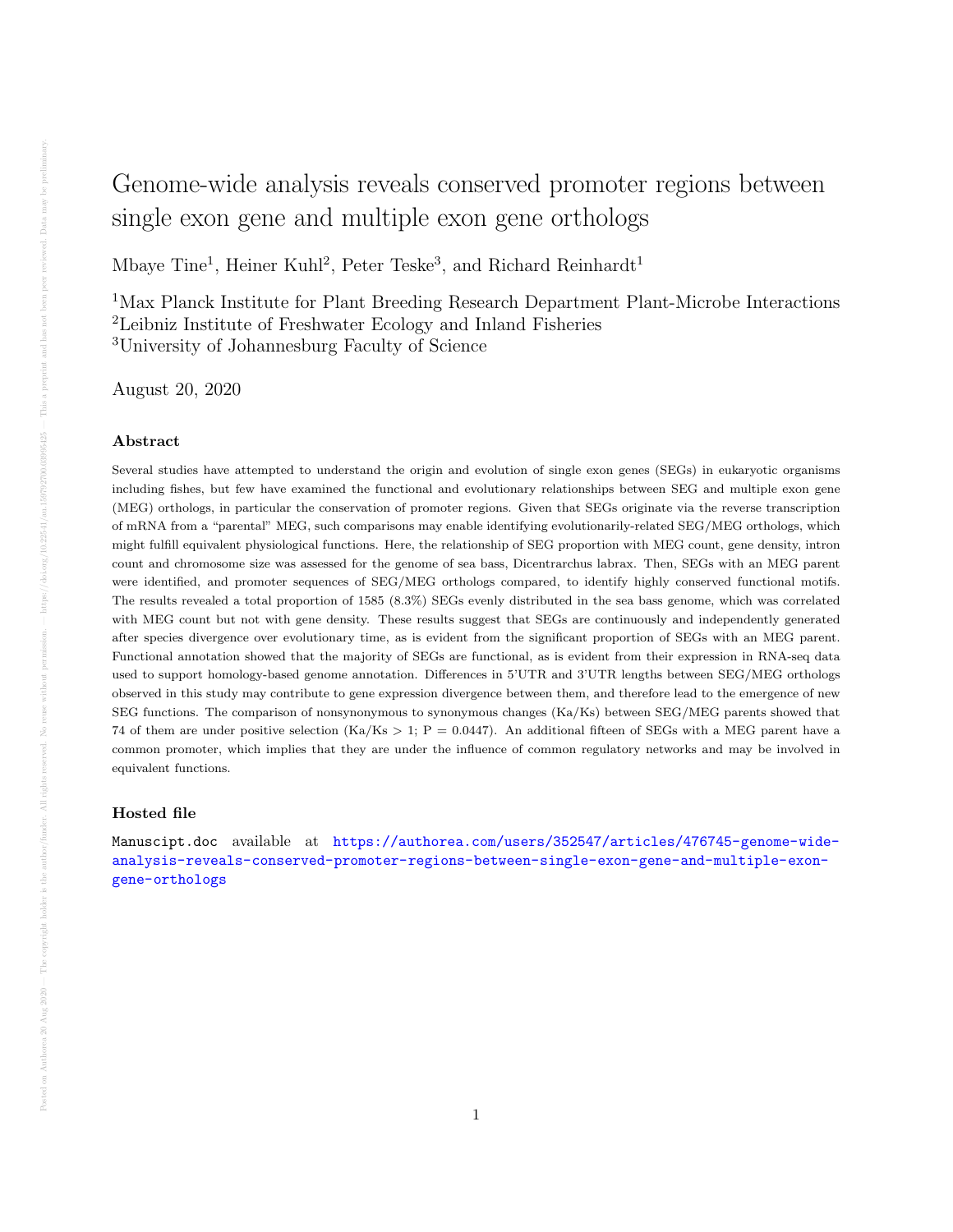# Genome-wide analysis reveals conserved promoter regions between single exon gene and multiple exon gene orthologs

Mbaye Tine[1], Heiner Kuhl[2], Peter Teske[3], and Richard Reinhardt[1]

[1]Max Planck Institute for Plant Breeding Research Department Plant-Microbe Interactions
[2]Leibniz Institute of Freshwater Ecology and Inland Fisheries
[3]University of Johannesburg Faculty of Science

August 20, 2020

## Abstract

Several studies have attempted to understand the origin and evolution of single exon genes (SEGs) in eukaryotic organisms including fishes, but few have examined the functional and evolutionary relationships between SEG and multiple exon gene (MEG) orthologs, in particular the conservation of promoter regions. Given that SEGs originate via the reverse transcription of mRNA from a "parental" MEG, such comparisons may enable identifying evolutionarily-related SEG/MEG orthologs, which might fulfill equivalent physiological functions. Here, the relationship of SEG proportion with MEG count, gene density, intron count and chromosome size was assessed for the genome of sea bass, Dicentrarchus labrax. Then, SEGs with an MEG parent were identified, and promoter sequences of SEG/MEG orthologs compared, to identify highly conserved functional motifs. The results revealed a total proportion of 1585 (8.3%) SEGs evenly distributed in the sea bass genome, which was correlated with MEG count but not with gene density. These results suggest that SEGs are continuously and independently generated after species divergence over evolutionary time, as is evident from the significant proportion of SEGs with an MEG parent. Functional annotation showed that the majority of SEGs are functional, as is evident from their expression in RNA-seq data used to support homology-based genome annotation. Differences in 5'UTR and 3'UTR lengths between SEG/MEG orthologs observed in this study may contribute to gene expression divergence between them, and therefore lead to the emergence of new SEG functions. The comparison of nonsynonymous to synonymous changes (Ka/Ks) between SEG/MEG parents showed that 74 of them are under positive selection (Ka/Ks > 1; P = 0.0447). An additional fifteen of SEGs with a MEG parent have a common promoter, which implies that they are under the influence of common regulatory networks and may be involved in equivalent functions.

## Hosted file

Manuscipt.doc available at https://authorea.com/users/352547/articles/476745-genome-wide-analysis-reveals-conserved-promoter-regions-between-single-exon-gene-and-multiple-exon-gene-orthologs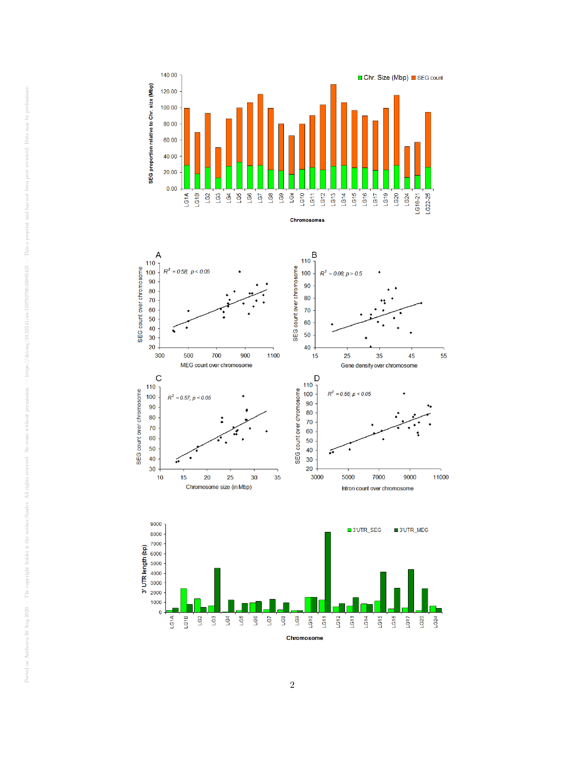Chr. Size (Mbp) SEG count

SEG proportion relative to Chr. size (Mbp)

Chromosomes

LG1A LG1B LG2 LG3 LG4 LG5 LG6 LG7 LG8 LG9 LGx LG10 LG11 LG12 LG13 LG14 LG15 LG16 LG17 LG19 LG20 LG24 LG18-21 LG22-25

A

$R^2 = 0.58$; $p < 0.05$

SEG count over chromosome

MEG count over chromosome

B

$R^2 = 0.06$; $p > 0.5$

SEG count over chromosome

Gene density over chromosome

C

$R^2 = 0.57$; $p < 0.05$

SEG count over chromosome

Chromosome size (in Mbp)

D

$R^2 = 0.56$; $p < 0.05$

SEG count over chromosome

Intron count over chromosome

3'UTR_SEG 3'UTR_MEG

3' UTR length (bp)

Chromosome

LG1A LG1B LG2 LG3 LG4 LG5 LG6 LG7 LG8 LG9 LG10 LG11 LG12 LG13 LG14 LG15 LG16 LG17 LG20 LG24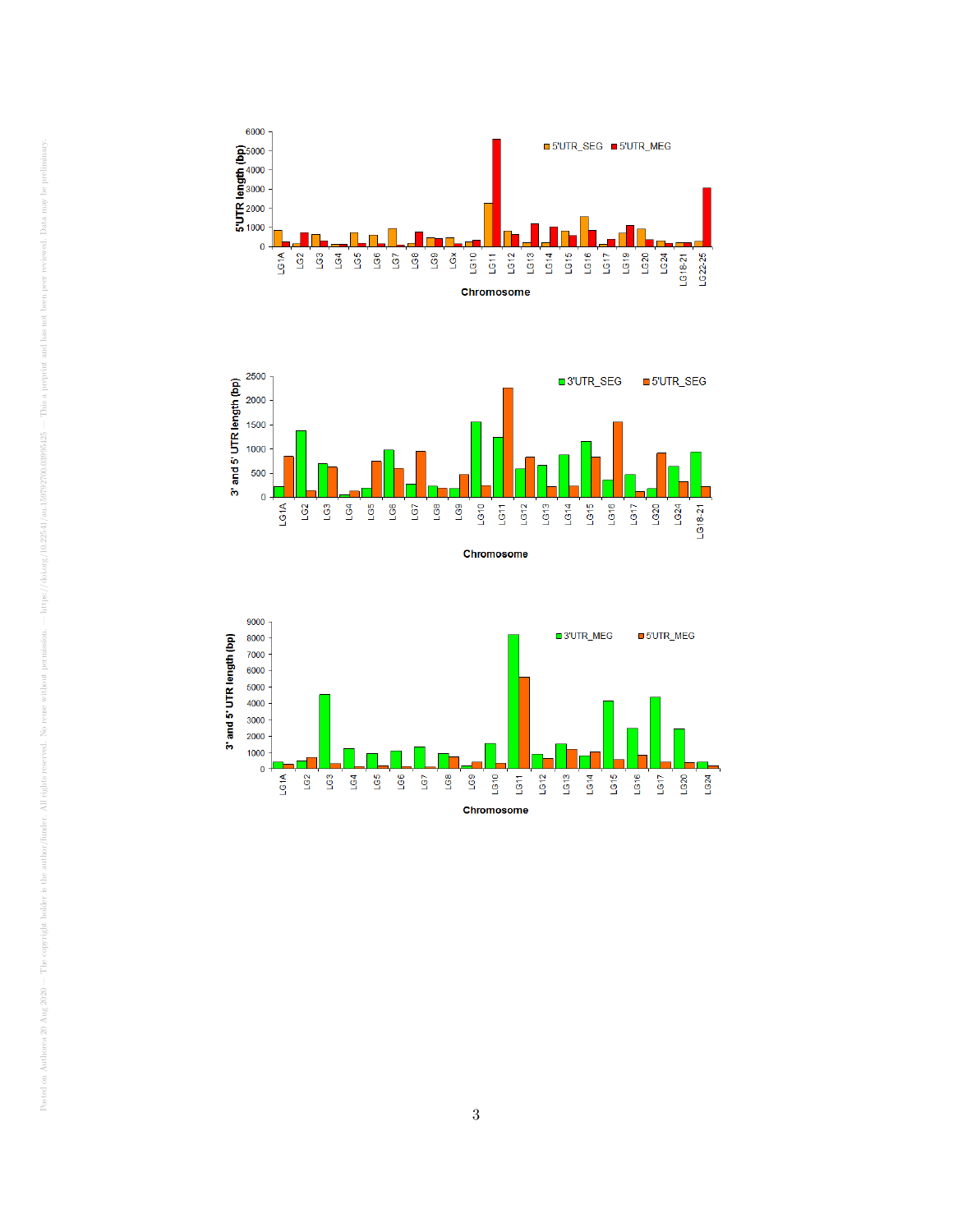6000
5000
4000
3000
2000
1000
0

5'UTR length (bp)

5'UTR_SEG 5'UTR_MEG

LG1A LG2 LG3 LG4 LG5 LG6 LG7 LG8 LG9 LGx LG10 LG11 LG12 LG13 LG14 LG15 LG16 LG17 LG19 LG20 LG24 LG18-21 LG22-25

Chromosome

2500
2000
1500
1000
500
0

3' and 5' UTR length (bp)

3'UTR_SEG 5'UTR_SEG

LG1A LG2 LG3 LG4 LG5 LG6 LG7 LG8 LG9 LG10 LG11 LG12 LG13 LG14 LG15 LG16 LG17 LG20 LG24 LG18-21

Chromosome

9000
8000
7000
6000
5000
4000
3000
2000
1000
0

3' and 5' UTR length (bp)

3'UTR_MEG 5'UTR_MEG

LG1A LG2 LG3 LG4 LG5 LG6 LG7 LG8 LG9 LG10 LG11 LG12 LG13 LG14 LG15 LG16 LG17 LG20 LG24

Chromosome